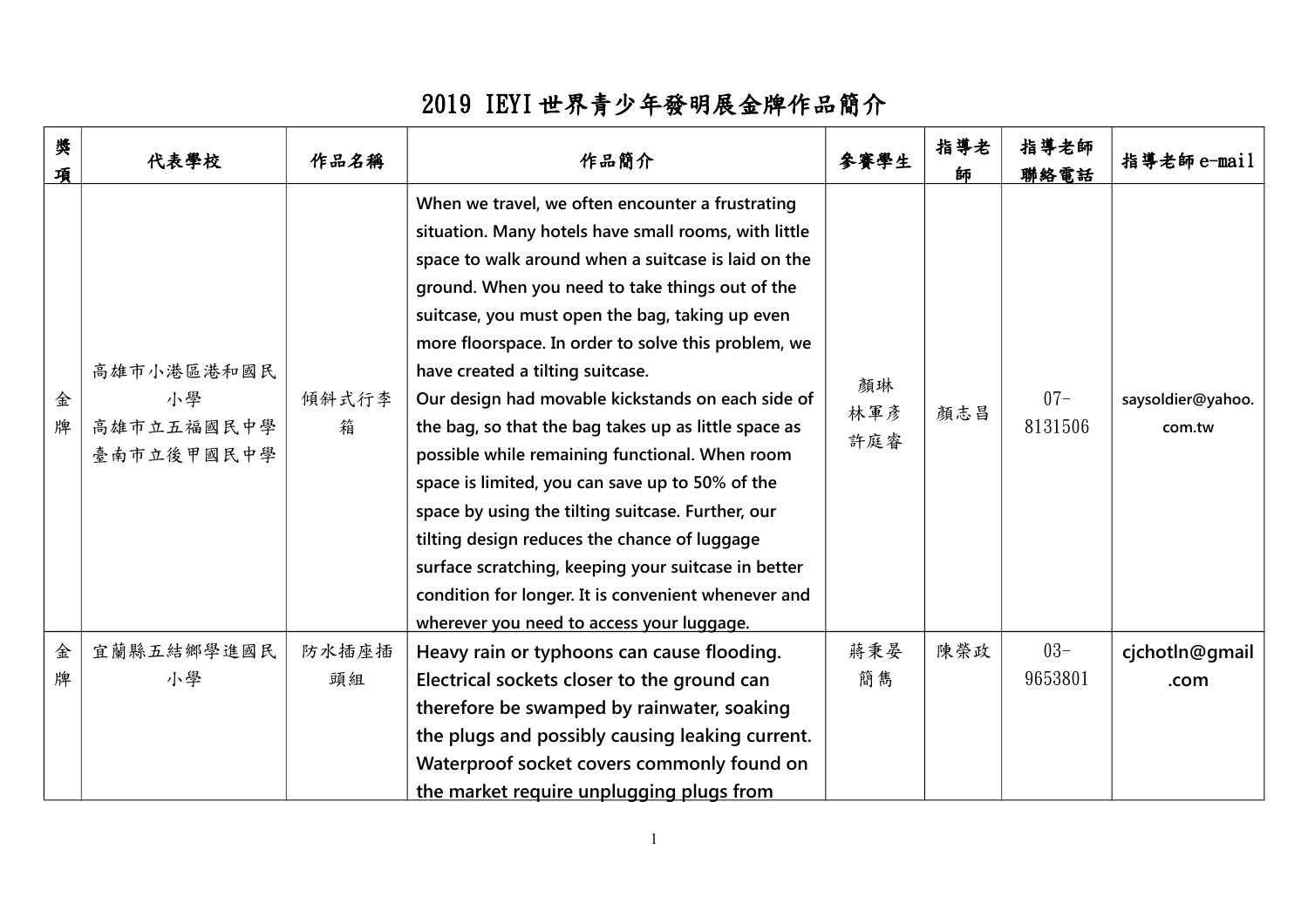# 2019 IEYI世界青少年發明展金牌作品簡介

| 獎項 | 代表學校 | 作品名稱 | 作品簡介 | 參賽學生 | 指導老師 | 指導老師聯絡電話 | 指導老師e-mail |
|---|---|---|---|---|---|---|---|
| 金牌 | 高雄市小港區港和國民小學<br>高雄市立五福國民中學<br>臺南市立後甲國民中學 | 傾斜式行李箱 | When we travel, we often encounter a frustrating situation. Many hotels have small rooms, with little space to walk around when a suitcase is laid on the ground. When you need to take things out of the suitcase, you must open the bag, taking up even more floorspace. In order to solve this problem, we have created a tilting suitcase.<br>Our design had movable kickstands on each side of the bag, so that the bag takes up as little space as possible while remaining functional. When room space is limited, you can save up to 50% of the space by using the tilting suitcase. Further, our tilting design reduces the chance of luggage surface scratching, keeping your suitcase in better condition for longer. It is convenient whenever and wherever you need to access your luggage. | 顏琳<br>林軍彥<br>許庭睿 | 顏志昌 | 07-8131506 | saysoldier@yahoo.com.tw |
| 金牌 | 宜蘭縣五結鄉學進國民小學 | 防水插座插頭組 | Heavy rain or typhoons can cause flooding. Electrical sockets closer to the ground can therefore be swamped by rainwater, soaking the plugs and possibly causing leaking current. Waterproof socket covers commonly found on the market require unplugging plugs from | 蔣秉晏<br>簡雋 | 陳榮政 | 03-9653801 | cjchotln@gmail.com |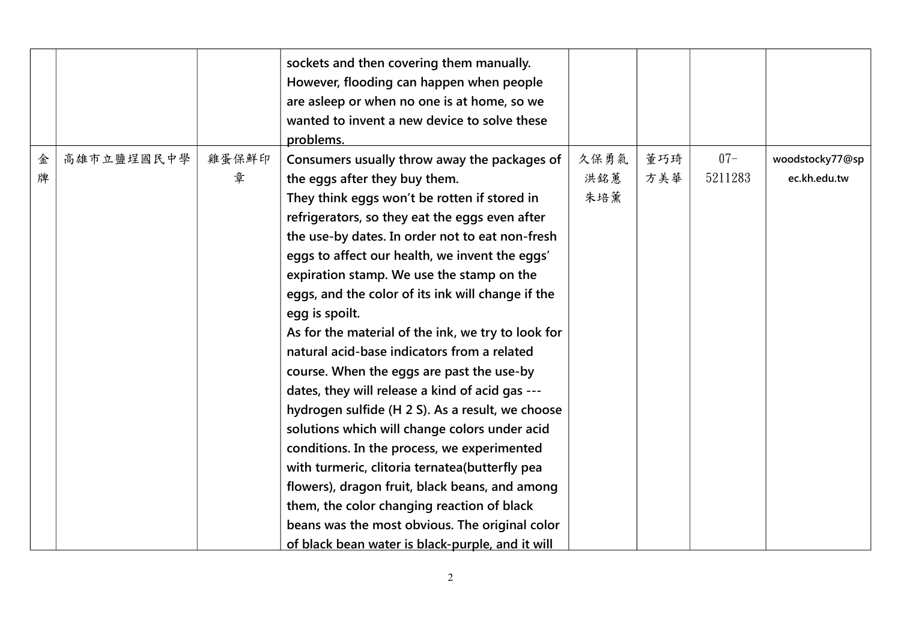| | | | | | | | |
|---|---|---|---|---|---|---|---|
| | | | sockets and then covering them manually. However, flooding can happen when people are asleep or when no one is at home, so we wanted to invent a new device to solve these problems. | | | | |
| 金牌 | 高雄市立鹽埕國民中學 | 雞蛋保鮮印章 | Consumers usually throw away the packages of the eggs after they buy them. They think eggs won't be rotten if stored in refrigerators, so they eat the eggs even after the use-by dates. In order not to eat non-fresh eggs to affect our health, we invent the eggs' expiration stamp. We use the stamp on the eggs, and the color of its ink will change if the egg is spoilt. As for the material of the ink, we try to look for natural acid-base indicators from a related course. When the eggs are past the use-by dates, they will release a kind of acid gas --- hydrogen sulfide ($H_2S$). As a result, we choose solutions which will change colors under acid conditions. In the process, we experimented with turmeric, clitoria ternatea(butterfly pea flowers), dragon fruit, black beans, and among them, the color changing reaction of black beans was the most obvious. The original color of black bean water is black-purple, and it will | 久保勇氣 洪銘蕙 朱培薰 | 董巧琦 方美華 | 07-5211283 | woodstocky77@spec.kh.edu.tw |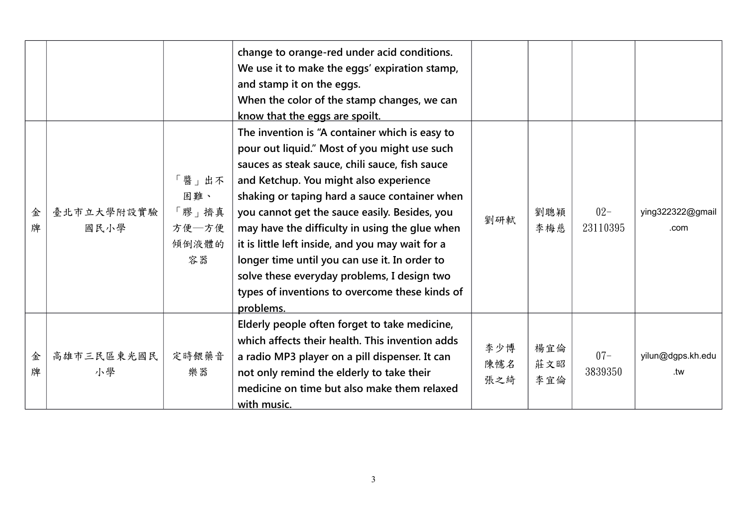|  |  |  |  |  |  |  |  |
|---|---|---|---|---|---|---|---|
|  |  |  | change to orange-red under acid conditions. We use it to make the eggs' expiration stamp, and stamp it on the eggs. When the color of the stamp changes, we can know that the eggs are spoilt. |  |  |  |  |
| 金牌 | 臺北市立大學附設實驗國民小學 | 「醬」出不困難、「膠」擠真方便—方便傾倒液體的容器 | The invention is "A container which is easy to pour out liquid." Most of you might use such sauces as steak sauce, chili sauce, fish sauce and Ketchup. You might also experience shaking or taping hard a sauce container when you cannot get the sauce easily. Besides, you may have the difficulty in using the glue when it is little left inside, and you may wait for a longer time until you can use it. In order to solve these everyday problems, I design two types of inventions to overcome these kinds of problems. | 劉研軾 | 劉聰穎<br>李梅慈 | 02-23110395 | ying322322@gmail.com |
| 金牌 | 高雄市三民區東光國民小學 | 定時餵藥音樂器 | Elderly people often forget to take medicine, which affects their health. This invention adds a radio MP3 player on a pill dispenser. It can not only remind the elderly to take their medicine on time but also make them relaxed with music. | 李少博<br>陳憶名<br>張之綺 | 楊宜倫<br>莊文昭<br>李宜倫 | 07-3839350 | yilun@dgps.kh.edu.tw |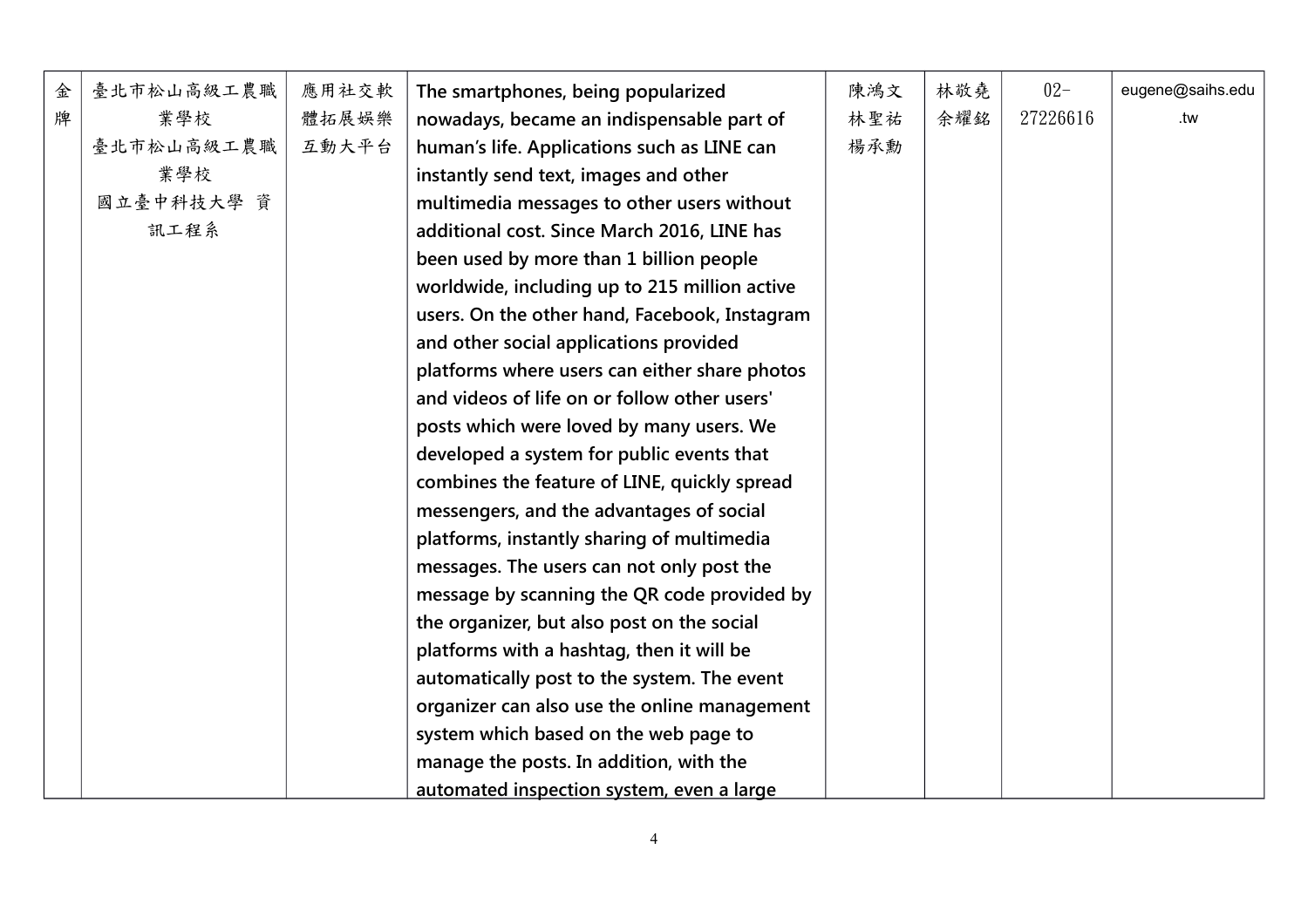| 金牌 | 臺北市松山高級工農職業學校<br>臺北市松山高級工農職業學校<br>國立臺中科技大學 資訊工程系 | 應用社交軟體拓展娛樂互動大平台 | The smartphones, being popularized nowadays, became an indispensable part of human's life. Applications such as LINE can instantly send text, images and other multimedia messages to other users without additional cost. Since March 2016, LINE has been used by more than 1 billion people worldwide, including up to 215 million active users. On the other hand, Facebook, Instagram and other social applications provided platforms where users can either share photos and videos of life on or follow other users' posts which were loved by many users. We developed a system for public events that combines the feature of LINE, quickly spread messengers, and the advantages of social platforms, instantly sharing of multimedia messages. The users can not only post the message by scanning the QR code provided by the organizer, but also post on the social platforms with a hashtag, then it will be automatically post to the system. The event organizer can also use the online management system which based on the web page to manage the posts. In addition, with the automated inspection system, even a large | 陳鴻文<br>林聖祐<br>楊承勳 | 林敬堯<br>余耀銘 | 02-27226616 | eugene@saihs.edu.tw |
|---|---|---|---|---|---|---|---|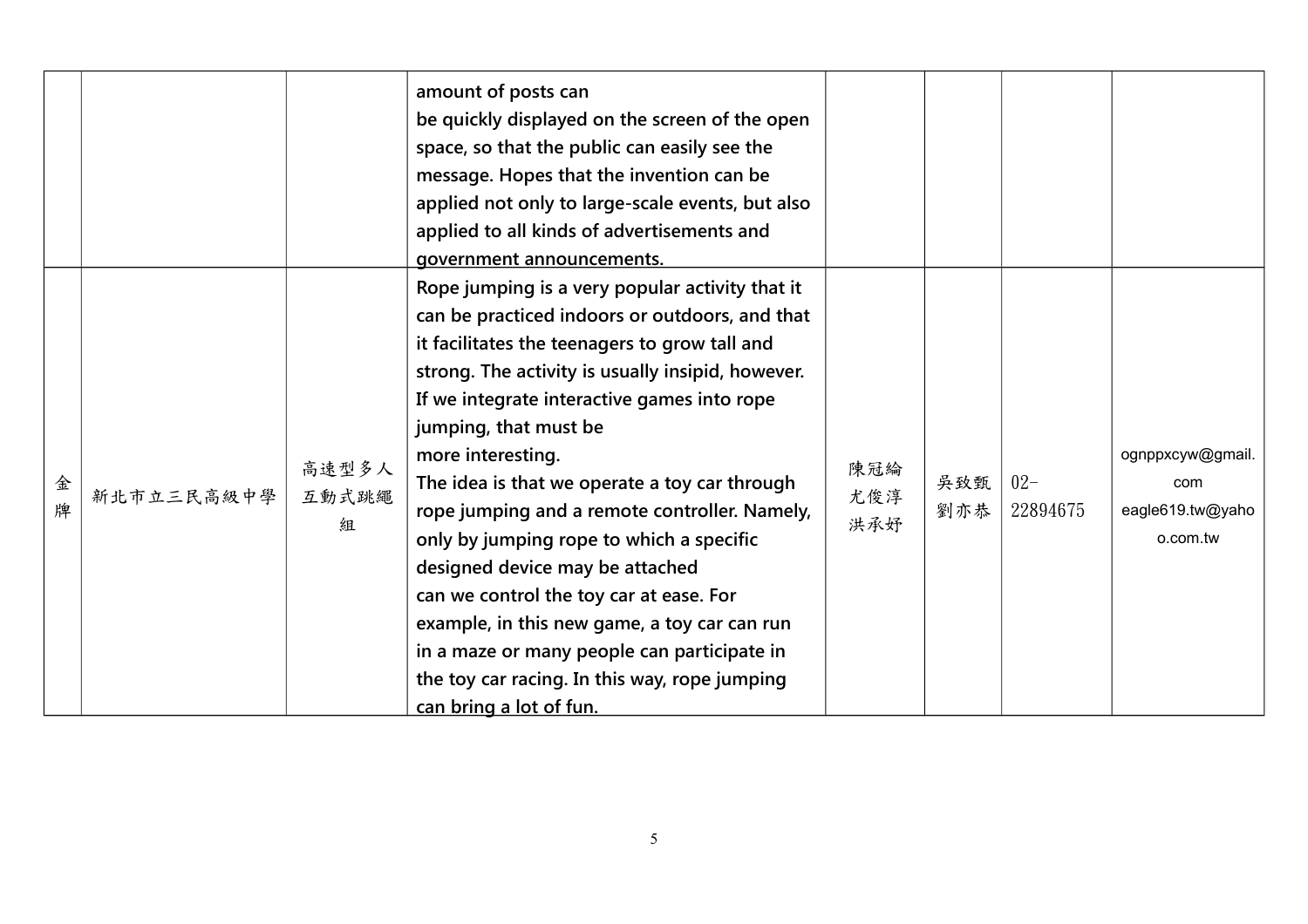| | | | | | | | |
|---|---|---|---|---|---|---|---|
| | | | amount of posts can be quickly displayed on the screen of the open space, so that the public can easily see the message. Hopes that the invention can be applied not only to large-scale events, but also applied to all kinds of advertisements and government announcements. | | | | |
| 金牌 | 新北市立三民高級中學 | 高速型多人互動式跳繩組 | Rope jumping is a very popular activity that it can be practiced indoors or outdoors, and that it facilitates the teenagers to grow tall and strong. The activity is usually insipid, however. If we integrate interactive games into rope jumping, that must be more interesting. The idea is that we operate a toy car through rope jumping and a remote controller. Namely, only by jumping rope to which a specific designed device may be attached can we control the toy car at ease. For example, in this new game, a toy car can run in a maze or many people can participate in the toy car racing. In this way, rope jumping can bring a lot of fun. | 陳冠綸<br>尤俊淳<br>洪承妤 | 吳致甄<br>劉亦恭 | 02-22894675 | ognppxcyw@gmail.com<br>eagle619.tw@yahoo.com.tw |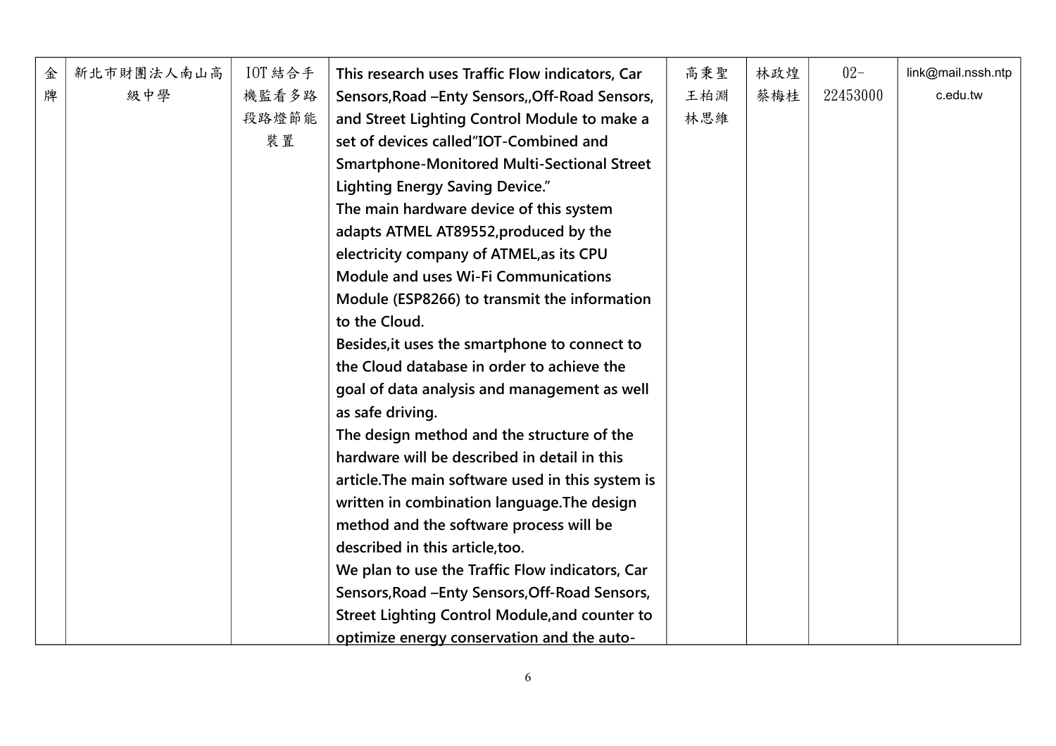| 金牌 | 新北市財團法人南山高級中學 | IOT 結合手機監看多路段路燈節能裝置 | This research uses Traffic Flow indicators, Car Sensors,Road –Enty Sensors,,Off-Road Sensors, and Street Lighting Control Module to make a set of devices called"IOT-Combined and Smartphone-Monitored Multi-Sectional Street Lighting Energy Saving Device."<br>The main hardware device of this system adapts ATMEL AT89552,produced by the electricity company of ATMEL,as its CPU Module and uses Wi-Fi Communications Module (ESP8266) to transmit the information to the Cloud.<br>Besides,it uses the smartphone to connect to the Cloud database in order to achieve the goal of data analysis and management as well as safe driving.<br>The design method and the structure of the hardware will be described in detail in this article.The main software used in this system is written in combination language.The design method and the software process will be described in this article,too.<br>We plan to use the Traffic Flow indicators, Car Sensors,Road –Enty Sensors,Off-Road Sensors, Street Lighting Control Module,and counter to optimize energy conservation and the auto- | 高秉聖<br>王柏淵<br>林思維 | 林政煌<br>蔡梅桂 | 02-22453000 | link@mail.nssh.ntpc.edu.tw |
|---|---|---|---|---|---|---|---|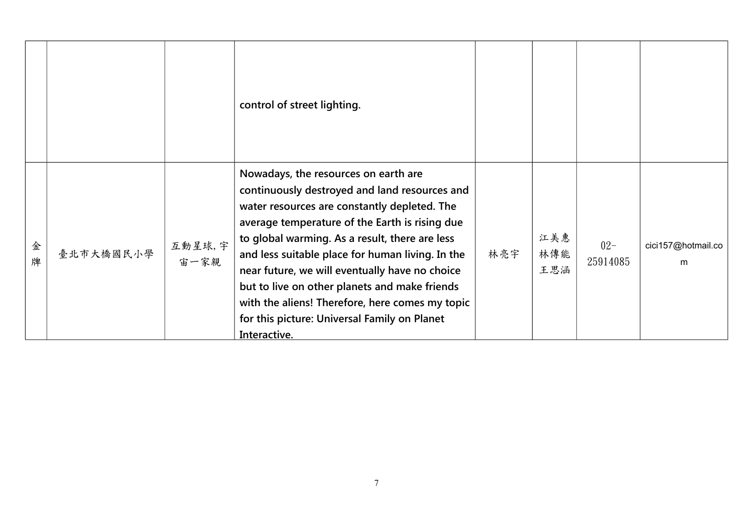| | | | | | | | |
|---|---|---|---|---|---|---|---|
| | | | **control of street lighting.** | | | | |
| 金牌 | 臺北市大橋國民小學 | 互動星球, 宇宙一家親 | **Nowadays, the resources on earth are continuously destroyed and land resources and water resources are constantly depleted. The average temperature of the Earth is rising due to global warming. As a result, there are less and less suitable place for human living. In the near future, we will eventually have no choice but to live on other planets and make friends with the aliens! Therefore, here comes my topic for this picture: Universal Family on Planet Interactive.** | 林亮宇 | 江美惠<br>林傳能<br>王思涵 | 02-25914085 | cici157@hotmail.com |